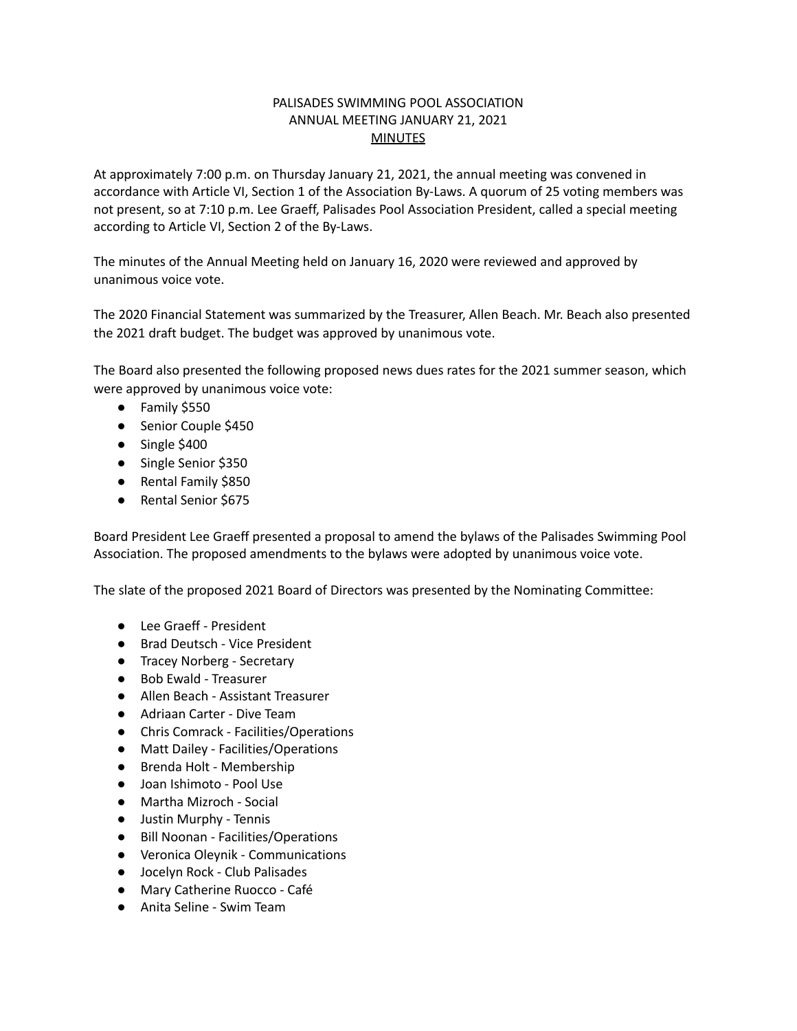# PALISADES SWIMMING POOL ASSOCIATION
## ANNUAL MEETING JANUARY 21, 2021
### MINUTES

At approximately 7:00 p.m. on Thursday January 21, 2021, the annual meeting was convened in accordance with Article VI, Section 1 of the Association By-Laws. A quorum of 25 voting members was not present, so at 7:10 p.m. Lee Graeff, Palisades Pool Association President, called a special meeting according to Article VI, Section 2 of the By-Laws.

The minutes of the Annual Meeting held on January 16, 2020 were reviewed and approved by unanimous voice vote.

The 2020 Financial Statement was summarized by the Treasurer, Allen Beach. Mr. Beach also presented the 2021 draft budget. The budget was approved by unanimous vote.

The Board also presented the following proposed news dues rates for the 2021 summer season, which were approved by unanimous voice vote:

- Family $550
- Senior Couple $450
- Single $400
- Single Senior $350
- Rental Family $850
- Rental Senior $675

Board President Lee Graeff presented a proposal to amend the bylaws of the Palisades Swimming Pool Association. The proposed amendments to the bylaws were adopted by unanimous voice vote.

The slate of the proposed 2021 Board of Directors was presented by the Nominating Committee:

- Lee Graeff - President
- Brad Deutsch - Vice President
- Tracey Norberg - Secretary
- Bob Ewald - Treasurer
- Allen Beach - Assistant Treasurer
- Adriaan Carter - Dive Team
- Chris Comrack - Facilities/Operations
- Matt Dailey - Facilities/Operations
- Brenda Holt - Membership
- Joan Ishimoto - Pool Use
- Martha Mizroch - Social
- Justin Murphy - Tennis
- Bill Noonan - Facilities/Operations
- Veronica Oleynik - Communications
- Jocelyn Rock - Club Palisades
- Mary Catherine Ruocco - Café
- Anita Seline - Swim Team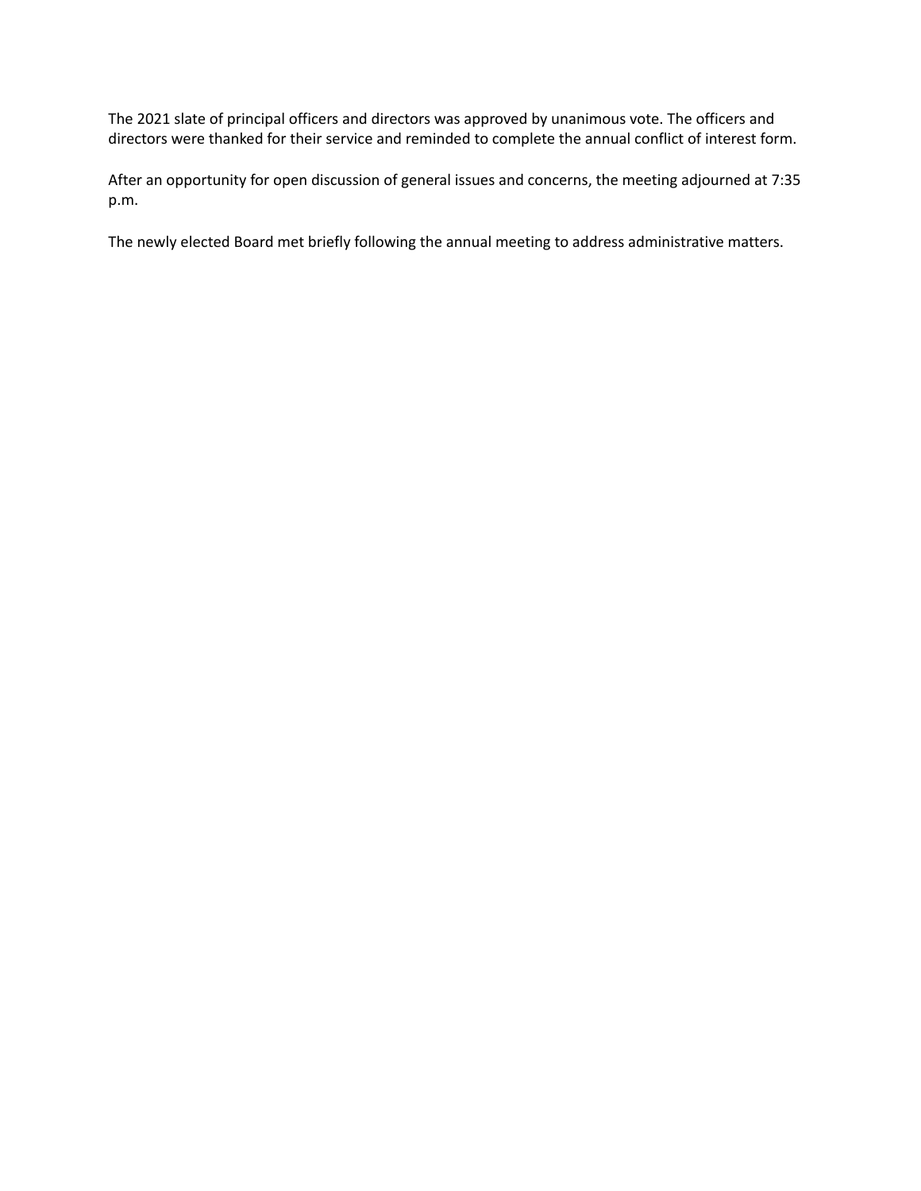The 2021 slate of principal officers and directors was approved by unanimous vote. The officers and directors were thanked for their service and reminded to complete the annual conflict of interest form.

After an opportunity for open discussion of general issues and concerns, the meeting adjourned at 7:35 p.m.

The newly elected Board met briefly following the annual meeting to address administrative matters.